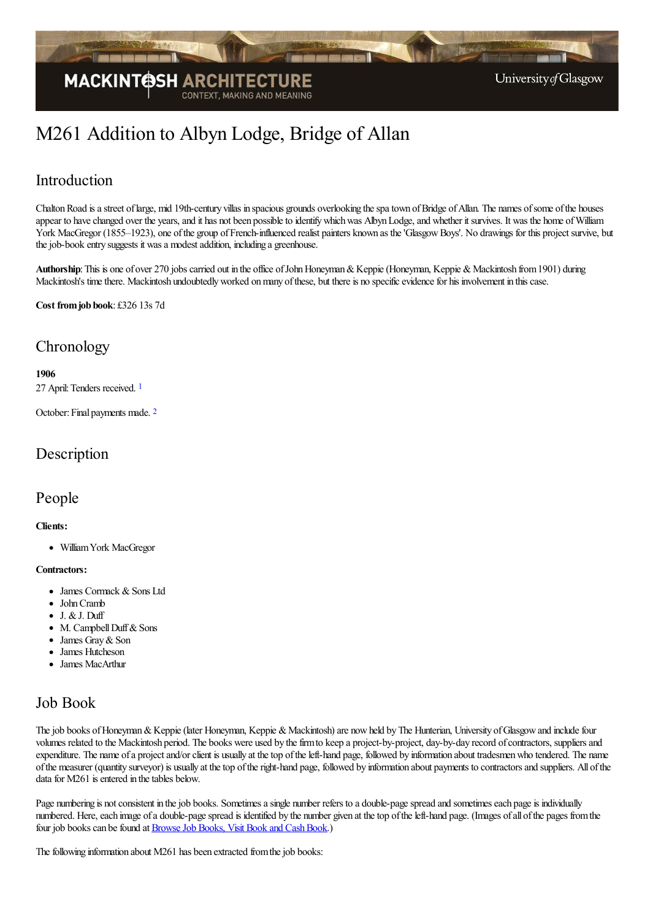# M261 Addition to Albyn Lodge, Bridge of Allan

## Introduction

Chalton Road is a street of large, mid 19th-century villas in spacious grounds overlooking the spa town of Bridge of Allan. The names of some of the houses appear to have changed over the years, and it has not been possible to identify which was Albyn Lodge, and whether it survives. It was the home of William York MacGregor (1855–1923), one of the group of French-influenced realist painters known as the 'Glasgow Boys'. No drawings for this project survive, but the job-book entry suggests it was a modest addition, including a greenhouse.

**Authorship**: This is one of over 270 jobs carried out in the office of John Honeyman & Keppie (Honeyman, Keppie & Mackintosh from 1901) during Mackintosh's time there. Mackintosh undoubtedly worked on many of these, but there is no specific evidence for his involvement in this case.

**Cost from job book**: £326 13s 7d

## Chronology

**1906**
27 April: Tenders received. [1]

October: Final payments made. [2]

## Description

## People

**Clients:**

- William York MacGregor

**Contractors:**

- James Cormack & Sons Ltd
- John Cramb
- J. & J. Duff
- M. Campbell Duff & Sons
- James Gray & Son
- James Hutcheson
- James MacArthur

## Job Book

The job books of Honeyman & Keppie (later Honeyman, Keppie & Mackintosh) are now held by The Hunterian, University of Glasgow and include four volumes related to the Mackintosh period. The books were used by the firm to keep a project-by-project, day-by-day record of contractors, suppliers and expenditure. The name of a project and/or client is usually at the top of the left-hand page, followed by information about tradesmen who tendered. The name of the measurer (quantity surveyor) is usually at the top of the right-hand page, followed by information about payments to contractors and suppliers. All of the data for M261 is entered in the tables below.

Page numbering is not consistent in the job books. Sometimes a single number refers to a double-page spread and sometimes each page is individually numbered. Here, each image of a double-page spread is identified by the number given at the top of the left-hand page. (Images of all of the pages from the four job books can be found at Browse Job Books, Visit Book and Cash Book.)

The following information about M261 has been extracted from the job books: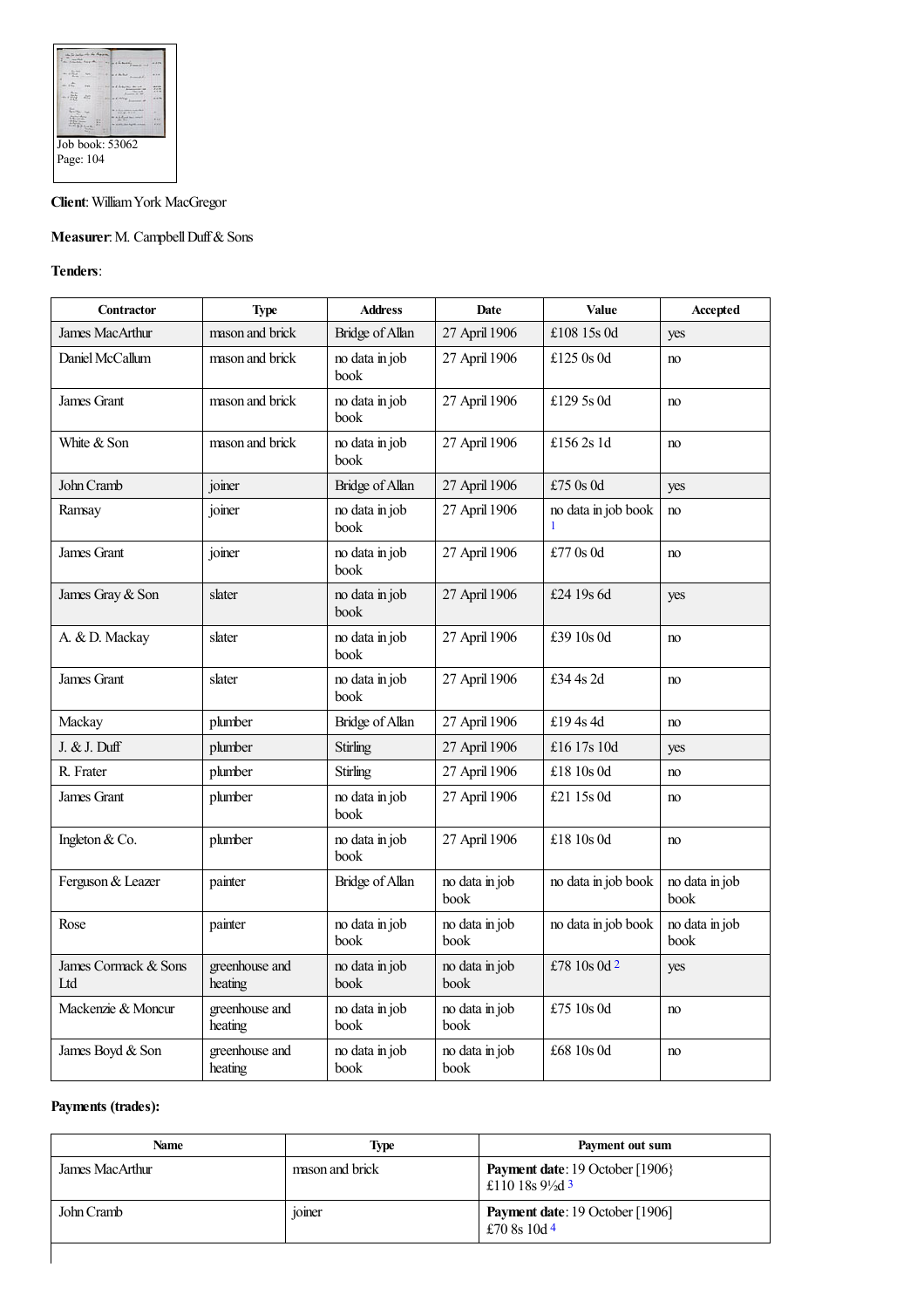Job book: 53062
Page: 104

**Client**: William York MacGregor

**Measurer**: M. Campbell Duff & Sons

**Tenders**:

| Contractor | Type | Address | Date | Value | Accepted |
|---|---|---|---|---|---|
| James MacArthur | mason and brick | Bridge of Allan | 27 April 1906 | £108 15s 0d | yes |
| Daniel McCallum | mason and brick | no data in job book | 27 April 1906 | £125 0s 0d | no |
| James Grant | mason and brick | no data in job book | 27 April 1906 | £129 5s 0d | no |
| White & Son | mason and brick | no data in job book | 27 April 1906 | £156 2s 1d | no |
| John Cramb | joiner | Bridge of Allan | 27 April 1906 | £75 0s 0d | yes |
| Ramsay | joiner | no data in job book | 27 April 1906 | no data in job book [1] | no |
| James Grant | joiner | no data in job book | 27 April 1906 | £77 0s 0d | no |
| James Gray & Son | slater | no data in job book | 27 April 1906 | £24 19s 6d | yes |
| A. & D. Mackay | slater | no data in job book | 27 April 1906 | £39 10s 0d | no |
| James Grant | slater | no data in job book | 27 April 1906 | £34 4s 2d | no |
| Mackay | plumber | Bridge of Allan | 27 April 1906 | £19 4s 4d | no |
| J. & J. Duff | plumber | Stirling | 27 April 1906 | £16 17s 10d | yes |
| R. Frater | plumber | Stirling | 27 April 1906 | £18 10s 0d | no |
| James Grant | plumber | no data in job book | 27 April 1906 | £21 15s 0d | no |
| Ingleton & Co. | plumber | no data in job book | 27 April 1906 | £18 10s 0d | no |
| Ferguson & Leazer | painter | Bridge of Allan | no data in job book | no data in job book | no data in job book |
| Rose | painter | no data in job book | no data in job book | no data in job book | no data in job book |
| James Cormack & Sons Ltd | greenhouse and heating | no data in job book | no data in job book | £78 10s 0d [2] | yes |
| Mackenzie & Moncur | greenhouse and heating | no data in job book | no data in job book | £75 10s 0d | no |
| James Boyd & Son | greenhouse and heating | no data in job book | no data in job book | £68 10s 0d | no |

**Payments (trades):**

| Name | Type | Payment out sum |
|---|---|---|
| James MacArthur | mason and brick | **Payment date**: 19 October [1906} £110 18s 9½d [3] |
| John Cramb | joiner | **Payment date**: 19 October [1906] £70 8s 10d [4] |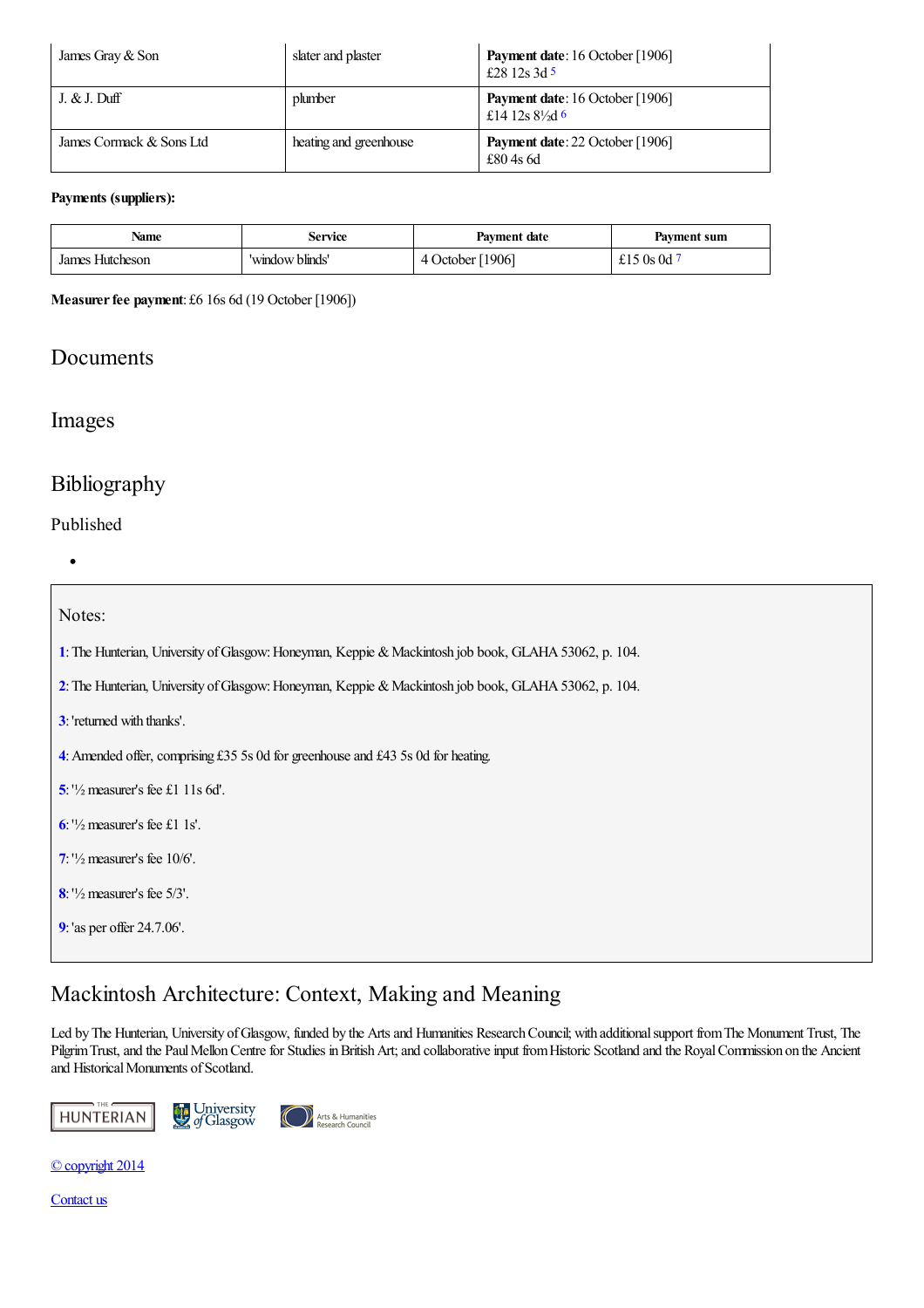| | | |
|---|---|---|
| James Gray & Son | slater and plaster | **Payment date**: 16 October [1906] £28 12s 3d [5] |
| J. & J. Duff | plumber | **Payment date**: 16 October [1906] £14 12s 8½d [6] |
| James Cormack & Sons Ltd | heating and greenhouse | **Payment date**: 22 October [1906] £80 4s 6d |

**Payments (suppliers):**

| Name | Service | Payment date | Payment sum |
|---|---|---|---|
| James Hutcheson | 'window blinds' | 4 October [1906] | £15 0s 0d [7] |

**Measurer fee payment**: £6 16s 6d (19 October [1906])

## Documents

## Images

## Bibliography

### Published

- 

Notes:

1: The Hunterian, University of Glasgow: Honeyman, Keppie & Mackintosh job book, GLAHA 53062, p. 104.

2: The Hunterian, University of Glasgow: Honeyman, Keppie & Mackintosh job book, GLAHA 53062, p. 104.

3: 'returned with thanks'.

4: Amended offer, comprising £35 5s 0d for greenhouse and £43 5s 0d for heating.

5: '½ measurer's fee £1 11s 6d'.

6: '½ measurer's fee £1 1s'.

7: '½ measurer's fee 10/6'.

8: '½ measurer's fee 5/3'.

9: 'as per offer 24.7.06'.

## Mackintosh Architecture: Context, Making and Meaning

Led by The Hunterian, University of Glasgow, funded by the Arts and Humanities Research Council; with additional support from The Monument Trust, The Pilgrim Trust, and the Paul Mellon Centre for Studies in British Art; and collaborative input from Historic Scotland and the Royal Commission on the Ancient and Historical Monuments of Scotland.

© copyright 2014

Contact us